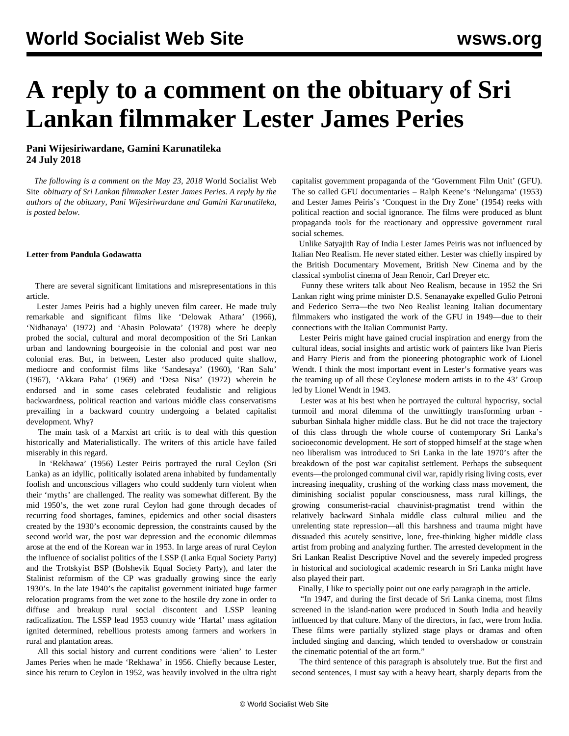# A reply to a comment on the obituary of Sri Lankan filmmaker Lester James Peries

**Pani Wijesiriwardane, Gamini Karunatileka**
**24 July 2018**

*The following is a comment on the May 23, 2018* World Socialist Web Site *obituary of Sri Lankan filmmaker Lester James Peries. A reply by the authors of the obituary, Pani Wijesiriwardane and Gamini Karunatileka, is posted below.*

**Letter from Pandula Godawatta**

There are several significant limitations and misrepresentations in this article.

Lester James Peiris had a highly uneven film career. He made truly remarkable and significant films like 'Delowak Athara' (1966), 'Nidhanaya' (1972) and 'Ahasin Polowata' (1978) where he deeply probed the social, cultural and moral decomposition of the Sri Lankan urban and landowning bourgeoisie in the colonial and post war neo colonial eras. But, in between, Lester also produced quite shallow, mediocre and conformist films like 'Sandesaya' (1960), 'Ran Salu' (1967), 'Akkara Paha' (1969) and 'Desa Nisa' (1972) wherein he endorsed and in some cases celebrated feudalistic and religious backwardness, political reaction and various middle class conservatisms prevailing in a backward country undergoing a belated capitalist development. Why?

The main task of a Marxist art critic is to deal with this question historically and Materialistically. The writers of this article have failed miserably in this regard.

In 'Rekhawa' (1956) Lester Peiris portrayed the rural Ceylon (Sri Lanka) as an idyllic, politically isolated arena inhabited by fundamentally foolish and unconscious villagers who could suddenly turn violent when their 'myths' are challenged. The reality was somewhat different. By the mid 1950's, the wet zone rural Ceylon had gone through decades of recurring food shortages, famines, epidemics and other social disasters created by the 1930's economic depression, the constraints caused by the second world war, the post war depression and the economic dilemmas arose at the end of the Korean war in 1953. In large areas of rural Ceylon the influence of socialist politics of the LSSP (Lanka Equal Society Party) and the Trotskyist BSP (Bolshevik Equal Society Party), and later the Stalinist reformism of the CP was gradually growing since the early 1930's. In the late 1940's the capitalist government initiated huge farmer relocation programs from the wet zone to the hostile dry zone in order to diffuse and breakup rural social discontent and LSSP leaning radicalization. The LSSP lead 1953 country wide 'Hartal' mass agitation ignited determined, rebellious protests among farmers and workers in rural and plantation areas.

All this social history and current conditions were 'alien' to Lester James Peries when he made 'Rekhawa' in 1956. Chiefly because Lester, since his return to Ceylon in 1952, was heavily involved in the ultra right capitalist government propaganda of the 'Government Film Unit' (GFU). The so called GFU documentaries – Ralph Keene's 'Nelungama' (1953) and Lester James Peiris's 'Conquest in the Dry Zone' (1954) reeks with political reaction and social ignorance. The films were produced as blunt propaganda tools for the reactionary and oppressive government rural social schemes.

Unlike Satyajith Ray of India Lester James Peiris was not influenced by Italian Neo Realism. He never stated either. Lester was chiefly inspired by the British Documentary Movement, British New Cinema and by the classical symbolist cinema of Jean Renoir, Carl Dreyer etc.

Funny these writers talk about Neo Realism, because in 1952 the Sri Lankan right wing prime minister D.S. Senanayake expelled Gulio Petroni and Federico Serra—the two Neo Realist leaning Italian documentary filmmakers who instigated the work of the GFU in 1949—due to their connections with the Italian Communist Party.

Lester Peiris might have gained crucial inspiration and energy from the cultural ideas, social insights and artistic work of painters like Ivan Peiris and Harry Pieris and from the pioneering photographic work of Lionel Wendt. I think the most important event in Lester's formative years was the teaming up of all these Ceylonese modern artists in to the 43' Group led by Lionel Wendt in 1943.

Lester was at his best when he portrayed the cultural hypocrisy, social turmoil and moral dilemma of the unwittingly transforming urban - suburban Sinhala higher middle class. But he did not trace the trajectory of this class through the whole course of contemporary Sri Lanka's socioeconomic development. He sort of stopped himself at the stage when neo liberalism was introduced to Sri Lanka in the late 1970's after the breakdown of the post war capitalist settlement. Perhaps the subsequent events—the prolonged communal civil war, rapidly rising living costs, ever increasing inequality, crushing of the working class mass movement, the diminishing socialist popular consciousness, mass rural killings, the growing consumerist-racial chauvinist-pragmatist trend within the relatively backward Sinhala middle class cultural milieu and the unrelenting state repression—all this harshness and trauma might have dissuaded this acutely sensitive, lone, free-thinking higher middle class artist from probing and analyzing further. The arrested development in the Sri Lankan Realist Descriptive Novel and the severely impeded progress in historical and sociological academic research in Sri Lanka might have also played their part.

Finally, I like to specially point out one early paragraph in the article.

"In 1947, and during the first decade of Sri Lanka cinema, most films screened in the island-nation were produced in South India and heavily influenced by that culture. Many of the directors, in fact, were from India. These films were partially stylized stage plays or dramas and often included singing and dancing, which tended to overshadow or constrain the cinematic potential of the art form."

The third sentence of this paragraph is absolutely true. But the first and second sentences, I must say with a heavy heart, sharply departs from the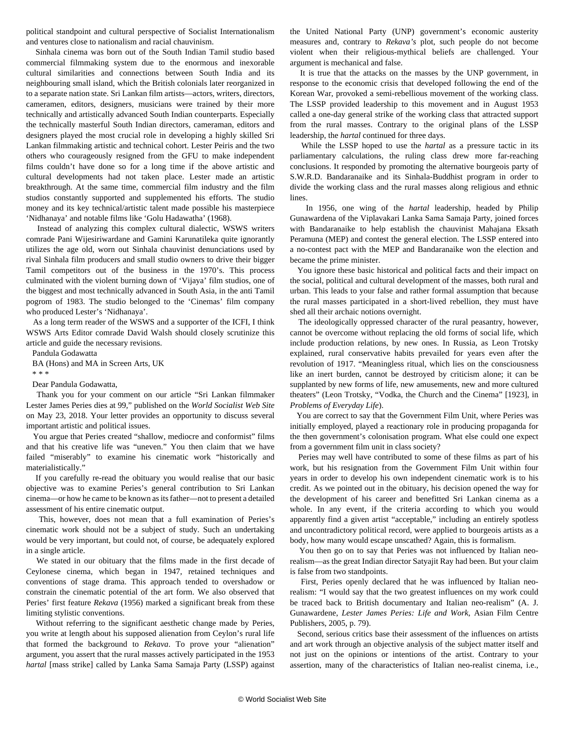political standpoint and cultural perspective of Socialist Internationalism and ventures close to nationalism and racial chauvinism.

Sinhala cinema was born out of the South Indian Tamil studio based commercial filmmaking system due to the enormous and inexorable cultural similarities and connections between South India and its neighbouring small island, which the British colonials later reorganized in to a separate nation state. Sri Lankan film artists—actors, writers, directors, cameramen, editors, designers, musicians were trained by their more technically and artistically advanced South Indian counterparts. Especially the technically masterful South Indian directors, cameraman, editors and designers played the most crucial role in developing a highly skilled Sri Lankan filmmaking artistic and technical cohort. Lester Peiris and the two others who courageously resigned from the GFU to make independent films couldn't have done so for a long time if the above artistic and cultural developments had not taken place. Lester made an artistic breakthrough. At the same time, commercial film industry and the film studios constantly supported and supplemented his efforts. The studio money and its key technical/artistic talent made possible his masterpiece 'Nidhanaya' and notable films like 'Golu Hadawatha' (1968).

Instead of analyzing this complex cultural dialectic, WSWS writers comrade Pani Wijesiriwardane and Gamini Karunatileka quite ignorantly utilizes the age old, worn out Sinhala chauvinist denunciations used by rival Sinhala film producers and small studio owners to drive their bigger Tamil competitors out of the business in the 1970's. This process culminated with the violent burning down of 'Vijaya' film studios, one of the biggest and most technically advanced in South Asia, in the anti Tamil pogrom of 1983. The studio belonged to the 'Cinemas' film company who produced Lester's 'Nidhanaya'.

As a long term reader of the WSWS and a supporter of the ICFI, I think WSWS Arts Editor comrade David Walsh should closely scrutinize this article and guide the necessary revisions.

Pandula Godawatta

BA (Hons) and MA in Screen Arts, UK

* * *

Dear Pandula Godawatta,

Thank you for your comment on our article "Sri Lankan filmmaker Lester James Peries dies at 99," published on the *World Socialist Web Site* on May 23, 2018. Your letter provides an opportunity to discuss several important artistic and political issues.

You argue that Peries created "shallow, mediocre and conformist" films and that his creative life was "uneven." You then claim that we have failed "miserably" to examine his cinematic work "historically and materialistically."

If you carefully re-read the obituary you would realise that our basic objective was to examine Peries's general contribution to Sri Lankan cinema—or how he came to be known as its father—not to present a detailed assessment of his entire cinematic output.

This, however, does not mean that a full examination of Peries's cinematic work should not be a subject of study. Such an undertaking would be very important, but could not, of course, be adequately explored in a single article.

We stated in our obituary that the films made in the first decade of Ceylonese cinema, which began in 1947, retained techniques and conventions of stage drama. This approach tended to overshadow or constrain the cinematic potential of the art form. We also observed that Peries' first feature *Rekava* (1956) marked a significant break from these limiting stylistic conventions.

Without referring to the significant aesthetic change made by Peries, you write at length about his supposed alienation from Ceylon's rural life that formed the background to *Rekava*. To prove your "alienation" argument, you assert that the rural masses actively participated in the 1953 *hartal* [mass strike] called by Lanka Sama Samaja Party (LSSP) against the United National Party (UNP) government's economic austerity measures and, contrary to *Rekava's* plot, such people do not become violent when their religious-mythical beliefs are challenged. Your argument is mechanical and false.

It is true that the attacks on the masses by the UNP government, in response to the economic crisis that developed following the end of the Korean War, provoked a semi-rebellious movement of the working class. The LSSP provided leadership to this movement and in August 1953 called a one-day general strike of the working class that attracted support from the rural masses. Contrary to the original plans of the LSSP leadership, the *hartal* continued for three days.

While the LSSP hoped to use the *hartal* as a pressure tactic in its parliamentary calculations, the ruling class drew more far-reaching conclusions. It responded by promoting the alternative bourgeois party of S.W.R.D. Bandaranaike and its Sinhala-Buddhist program in order to divide the working class and the rural masses along religious and ethnic lines.

In 1956, one wing of the *hartal* leadership, headed by Philip Gunawardena of the Viplavakari Lanka Sama Samaja Party, joined forces with Bandaranaike to help establish the chauvinist Mahajana Eksath Peramuna (MEP) and contest the general election. The LSSP entered into a no-contest pact with the MEP and Bandaranaike won the election and became the prime minister.

You ignore these basic historical and political facts and their impact on the social, political and cultural development of the masses, both rural and urban. This leads to your false and rather formal assumption that because the rural masses participated in a short-lived rebellion, they must have shed all their archaic notions overnight.

The ideologically oppressed character of the rural peasantry, however, cannot be overcome without replacing the old forms of social life, which include production relations, by new ones. In Russia, as Leon Trotsky explained, rural conservative habits prevailed for years even after the revolution of 1917. "Meaningless ritual, which lies on the consciousness like an inert burden, cannot be destroyed by criticism alone; it can be supplanted by new forms of life, new amusements, new and more cultured theaters" (Leon Trotsky, "Vodka, the Church and the Cinema" [1923], in *Problems of Everyday Life*).

You are correct to say that the Government Film Unit, where Peries was initially employed, played a reactionary role in producing propaganda for the then government's colonisation program. What else could one expect from a government film unit in class society?

Peries may well have contributed to some of these films as part of his work, but his resignation from the Government Film Unit within four years in order to develop his own independent cinematic work is to his credit. As we pointed out in the obituary, his decision opened the way for the development of his career and benefitted Sri Lankan cinema as a whole. In any event, if the criteria according to which you would apparently find a given artist "acceptable," including an entirely spotless and uncontradictory political record, were applied to bourgeois artists as a body, how many would escape unscathed? Again, this is formalism.

You then go on to say that Peries was not influenced by Italian neo-realism—as the great Indian director Satyajit Ray had been. But your claim is false from two standpoints.

First, Peries openly declared that he was influenced by Italian neo-realism: "I would say that the two greatest influences on my work could be traced back to British documentary and Italian neo-realism" (A. J. Gunawardene, *Lester James Peries: Life and Work*, Asian Film Centre Publishers, 2005, p. 79).

Second, serious critics base their assessment of the influences on artists and art work through an objective analysis of the subject matter itself and not just on the opinions or intentions of the artist. Contrary to your assertion, many of the characteristics of Italian neo-realist cinema, i.e.,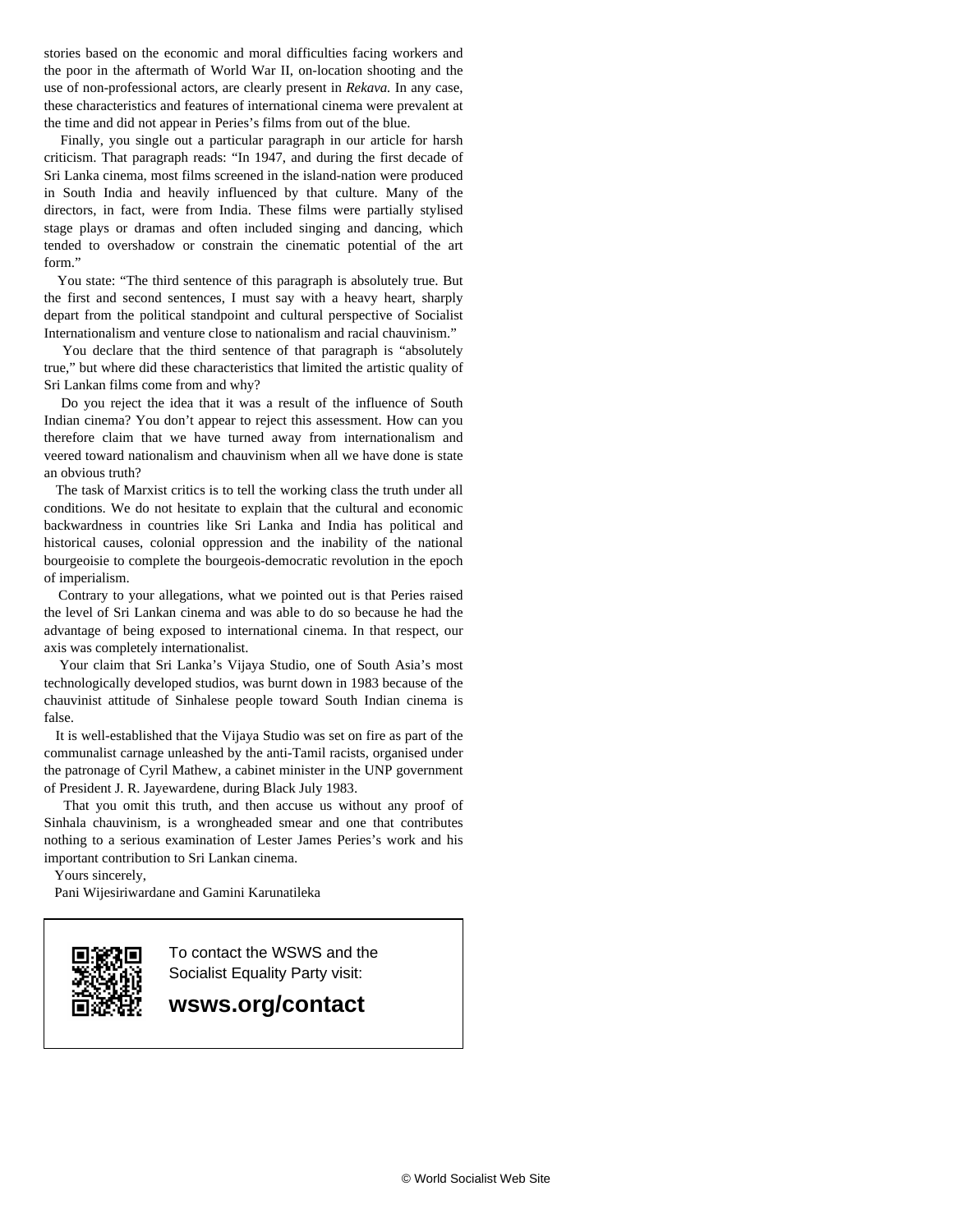stories based on the economic and moral difficulties facing workers and the poor in the aftermath of World War II, on-location shooting and the use of non-professional actors, are clearly present in *Rekava.* In any case, these characteristics and features of international cinema were prevalent at the time and did not appear in Peries's films from out of the blue.

Finally, you single out a particular paragraph in our article for harsh criticism. That paragraph reads: "In 1947, and during the first decade of Sri Lanka cinema, most films screened in the island-nation were produced in South India and heavily influenced by that culture. Many of the directors, in fact, were from India. These films were partially stylised stage plays or dramas and often included singing and dancing, which tended to overshadow or constrain the cinematic potential of the art form."

You state: "The third sentence of this paragraph is absolutely true. But the first and second sentences, I must say with a heavy heart, sharply depart from the political standpoint and cultural perspective of Socialist Internationalism and venture close to nationalism and racial chauvinism."

You declare that the third sentence of that paragraph is "absolutely true," but where did these characteristics that limited the artistic quality of Sri Lankan films come from and why?

Do you reject the idea that it was a result of the influence of South Indian cinema? You don't appear to reject this assessment. How can you therefore claim that we have turned away from internationalism and veered toward nationalism and chauvinism when all we have done is state an obvious truth?

The task of Marxist critics is to tell the working class the truth under all conditions. We do not hesitate to explain that the cultural and economic backwardness in countries like Sri Lanka and India has political and historical causes, colonial oppression and the inability of the national bourgeoisie to complete the bourgeois-democratic revolution in the epoch of imperialism.

Contrary to your allegations, what we pointed out is that Peries raised the level of Sri Lankan cinema and was able to do so because he had the advantage of being exposed to international cinema. In that respect, our axis was completely internationalist.

Your claim that Sri Lanka's Vijaya Studio, one of South Asia's most technologically developed studios, was burnt down in 1983 because of the chauvinist attitude of Sinhalese people toward South Indian cinema is false.

It is well-established that the Vijaya Studio was set on fire as part of the communalist carnage unleashed by the anti-Tamil racists, organised under the patronage of Cyril Mathew, a cabinet minister in the UNP government of President J. R. Jayewardene, during Black July 1983.

That you omit this truth, and then accuse us without any proof of Sinhala chauvinism, is a wrongheaded smear and one that contributes nothing to a serious examination of Lester James Peries's work and his important contribution to Sri Lankan cinema.

Yours sincerely,

Pani Wijesiriwardane and Gamini Karunatileka

To contact the WSWS and the Socialist Equality Party visit:

**wsws.org/contact**